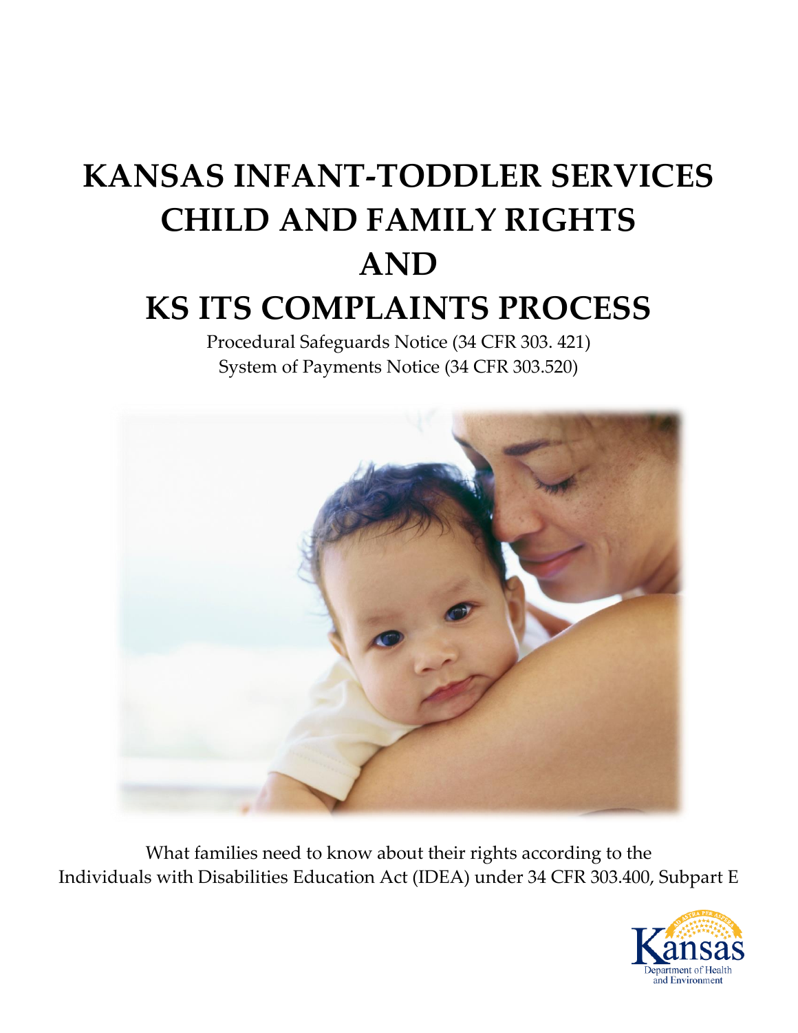# KANSAS INFANT-TODDLER SERVICES CHILD AND FAMILY RIGHTS AND KS ITS COMPLAINTS PROCESS

Procedural Safeguards Notice (34 CFR 303. 421)

System of Payments Notice (34 CFR 303.520)

What families need to know about their rights according to the Individuals with Disabilities Education Act (IDEA) under 34 CFR 303.400, Subpart E

Kansas Department of Health and Environment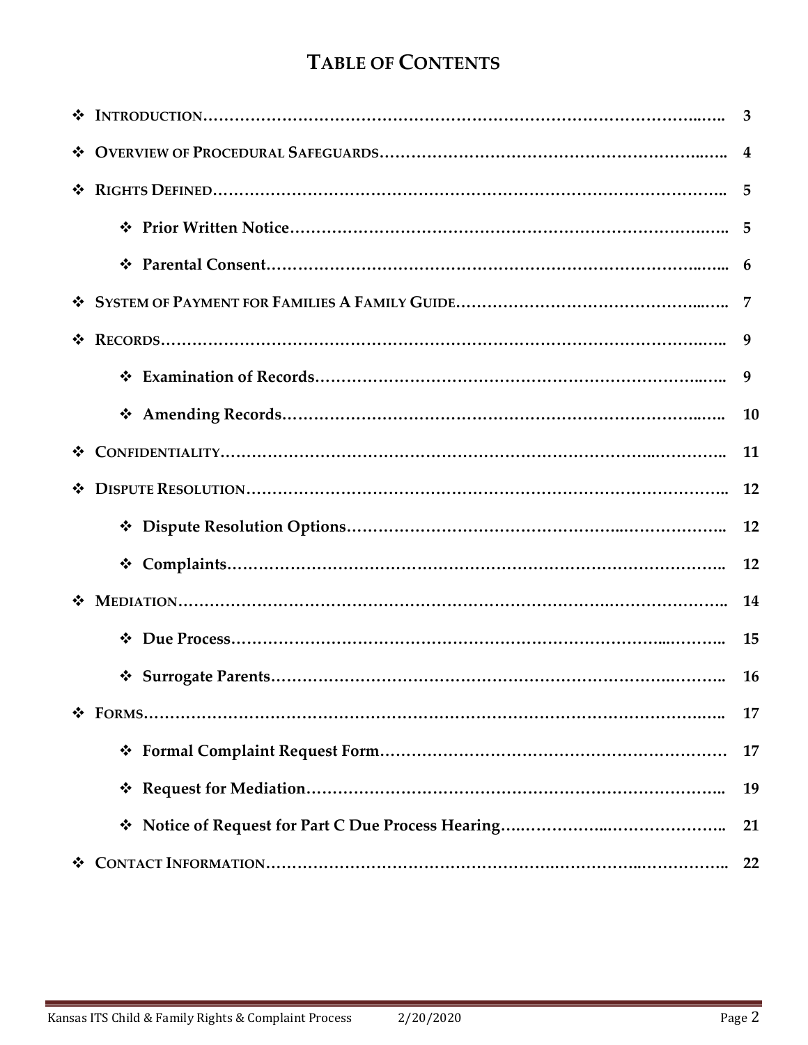# Table of Contents

- Introduction……………………………………………………………………………………… 3
- Overview of Procedural Safeguards…………………………………………………………… 4
- Rights Defined…………………………………………………………………………………… 5
  - **Prior Written Notice**………………………………………………………………………… 5
  - **Parental Consent**…………………………………………………………………………… 6
- System of Payment for Families A Family Guide……………………………………………… 7
- Records…………………………………………………………………………………………… 9
  - **Examination of Records**…………………………………………………………………… 9
  - **Amending Records**………………………………………………………………………… 10
- Confidentiality…………………………………………………………………………………… 11
- Dispute Resolution……………………………………………………………………………… 12
  - **Dispute Resolution Options**……………………………………………………………… 12
  - **Complaints**………………………………………………………………………………… 12
- Mediation………………………………………………………………………………………… 14
  - **Due Process**………………………………………………………………………………… 15
  - **Surrogate Parents**………………………………………………………………………… 16
- Forms……………………………………………………………………………………………… 17
  - **Formal Complaint Request Form**………………………………………………………… 17
  - **Request for Mediation**……………………………………………………………………… 19
  - **Notice of Request for Part C Due Process Hearing**……………………………………… 21
- Contact Information……………………………………………………………………………… 22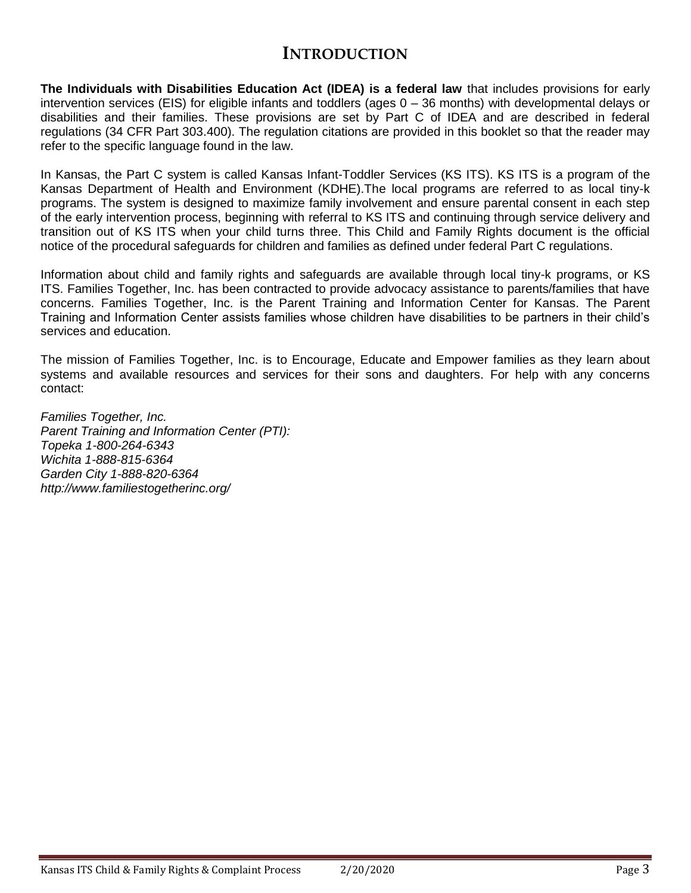# INTRODUCTION

**The Individuals with Disabilities Education Act (IDEA) is a federal law** that includes provisions for early intervention services (EIS) for eligible infants and toddlers (ages 0 – 36 months) with developmental delays or disabilities and their families. These provisions are set by Part C of IDEA and are described in federal regulations (34 CFR Part 303.400). The regulation citations are provided in this booklet so that the reader may refer to the specific language found in the law.

In Kansas, the Part C system is called Kansas Infant-Toddler Services (KS ITS). KS ITS is a program of the Kansas Department of Health and Environment (KDHE).The local programs are referred to as local tiny-k programs. The system is designed to maximize family involvement and ensure parental consent in each step of the early intervention process, beginning with referral to KS ITS and continuing through service delivery and transition out of KS ITS when your child turns three. This Child and Family Rights document is the official notice of the procedural safeguards for children and families as defined under federal Part C regulations.

Information about child and family rights and safeguards are available through local tiny-k programs, or KS ITS. Families Together, Inc. has been contracted to provide advocacy assistance to parents/families that have concerns. Families Together, Inc. is the Parent Training and Information Center for Kansas. The Parent Training and Information Center assists families whose children have disabilities to be partners in their child's services and education.

The mission of Families Together, Inc. is to Encourage, Educate and Empower families as they learn about systems and available resources and services for their sons and daughters. For help with any concerns contact:

*Families Together, Inc.*
*Parent Training and Information Center (PTI):*
*Topeka 1-800-264-6343*
*Wichita 1-888-815-6364*
*Garden City 1-888-820-6364*
*http://www.familiestogetherinc.org/*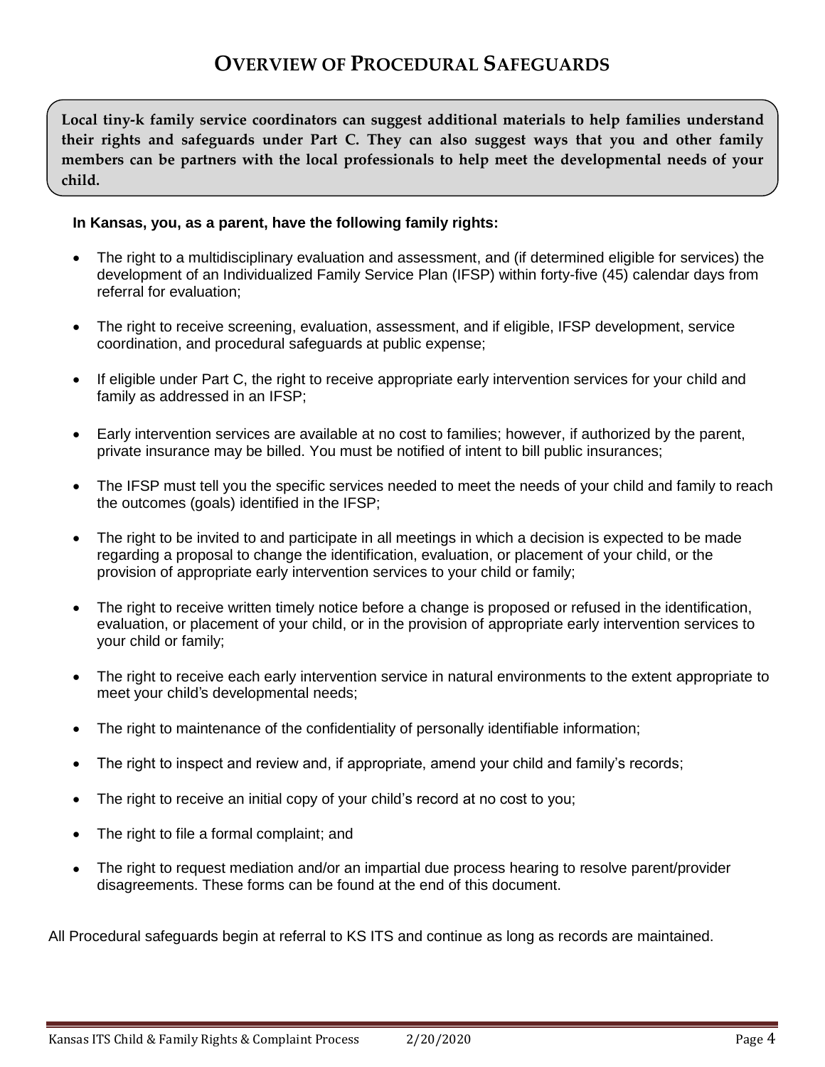# Overview of Procedural Safeguards

**Local tiny-k family service coordinators can suggest additional materials to help families understand their rights and safeguards under Part C. They can also suggest ways that you and other family members can be partners with the local professionals to help meet the developmental needs of your child.**

**In Kansas, you, as a parent, have the following family rights:**

- The right to a multidisciplinary evaluation and assessment, and (if determined eligible for services) the development of an Individualized Family Service Plan (IFSP) within forty-five (45) calendar days from referral for evaluation;
- The right to receive screening, evaluation, assessment, and if eligible, IFSP development, service coordination, and procedural safeguards at public expense;
- If eligible under Part C, the right to receive appropriate early intervention services for your child and family as addressed in an IFSP;
- Early intervention services are available at no cost to families; however, if authorized by the parent, private insurance may be billed. You must be notified of intent to bill public insurances;
- The IFSP must tell you the specific services needed to meet the needs of your child and family to reach the outcomes (goals) identified in the IFSP;
- The right to be invited to and participate in all meetings in which a decision is expected to be made regarding a proposal to change the identification, evaluation, or placement of your child, or the provision of appropriate early intervention services to your child or family;
- The right to receive written timely notice before a change is proposed or refused in the identification, evaluation, or placement of your child, or in the provision of appropriate early intervention services to your child or family;
- The right to receive each early intervention service in natural environments to the extent appropriate to meet your child's developmental needs;
- The right to maintenance of the confidentiality of personally identifiable information;
- The right to inspect and review and, if appropriate, amend your child and family's records;
- The right to receive an initial copy of your child's record at no cost to you;
- The right to file a formal complaint; and
- The right to request mediation and/or an impartial due process hearing to resolve parent/provider disagreements. These forms can be found at the end of this document.

All Procedural safeguards begin at referral to KS ITS and continue as long as records are maintained.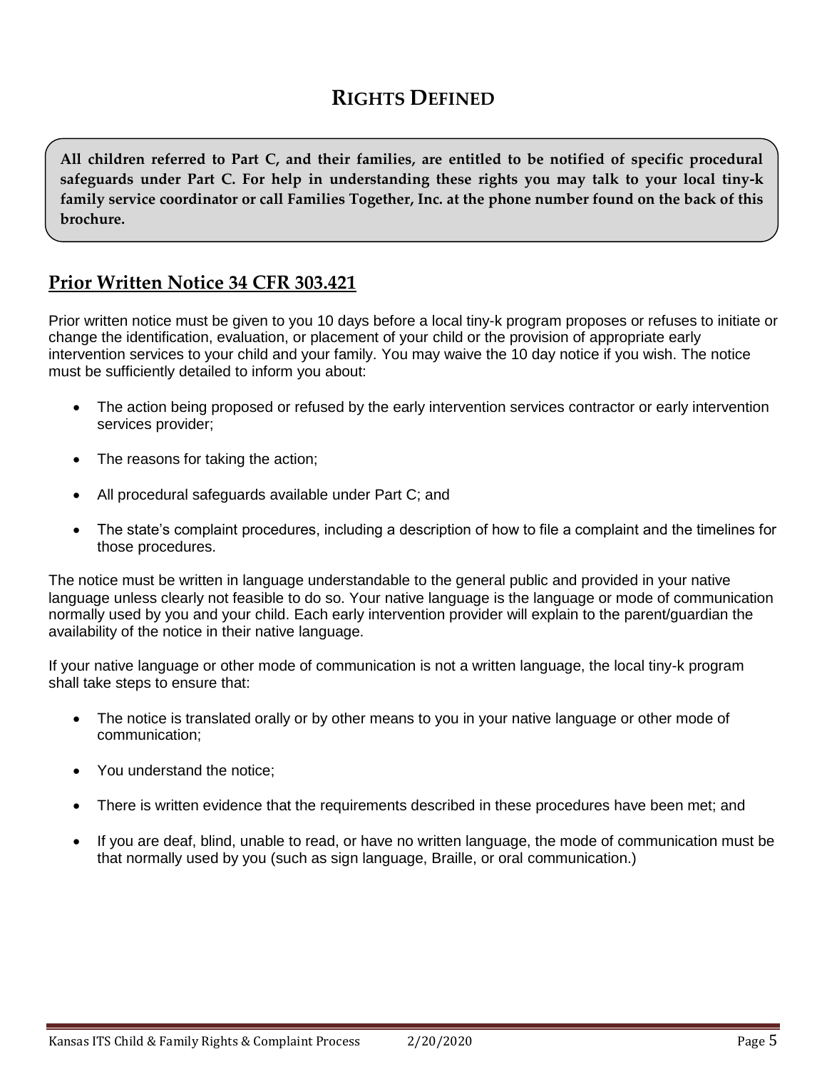# RIGHTS DEFINED

**All children referred to Part C, and their families, are entitled to be notified of specific procedural safeguards under Part C. For help in understanding these rights you may talk to your local tiny-k family service coordinator or call Families Together, Inc. at the phone number found on the back of this brochure.**

## Prior Written Notice 34 CFR 303.421

Prior written notice must be given to you 10 days before a local tiny-k program proposes or refuses to initiate or change the identification, evaluation, or placement of your child or the provision of appropriate early intervention services to your child and your family. You may waive the 10 day notice if you wish. The notice must be sufficiently detailed to inform you about:

- The action being proposed or refused by the early intervention services contractor or early intervention services provider;
- The reasons for taking the action;
- All procedural safeguards available under Part C; and
- The state's complaint procedures, including a description of how to file a complaint and the timelines for those procedures.

The notice must be written in language understandable to the general public and provided in your native language unless clearly not feasible to do so. Your native language is the language or mode of communication normally used by you and your child. Each early intervention provider will explain to the parent/guardian the availability of the notice in their native language.

If your native language or other mode of communication is not a written language, the local tiny-k program shall take steps to ensure that:

- The notice is translated orally or by other means to you in your native language or other mode of communication;
- You understand the notice;
- There is written evidence that the requirements described in these procedures have been met; and
- If you are deaf, blind, unable to read, or have no written language, the mode of communication must be that normally used by you (such as sign language, Braille, or oral communication.)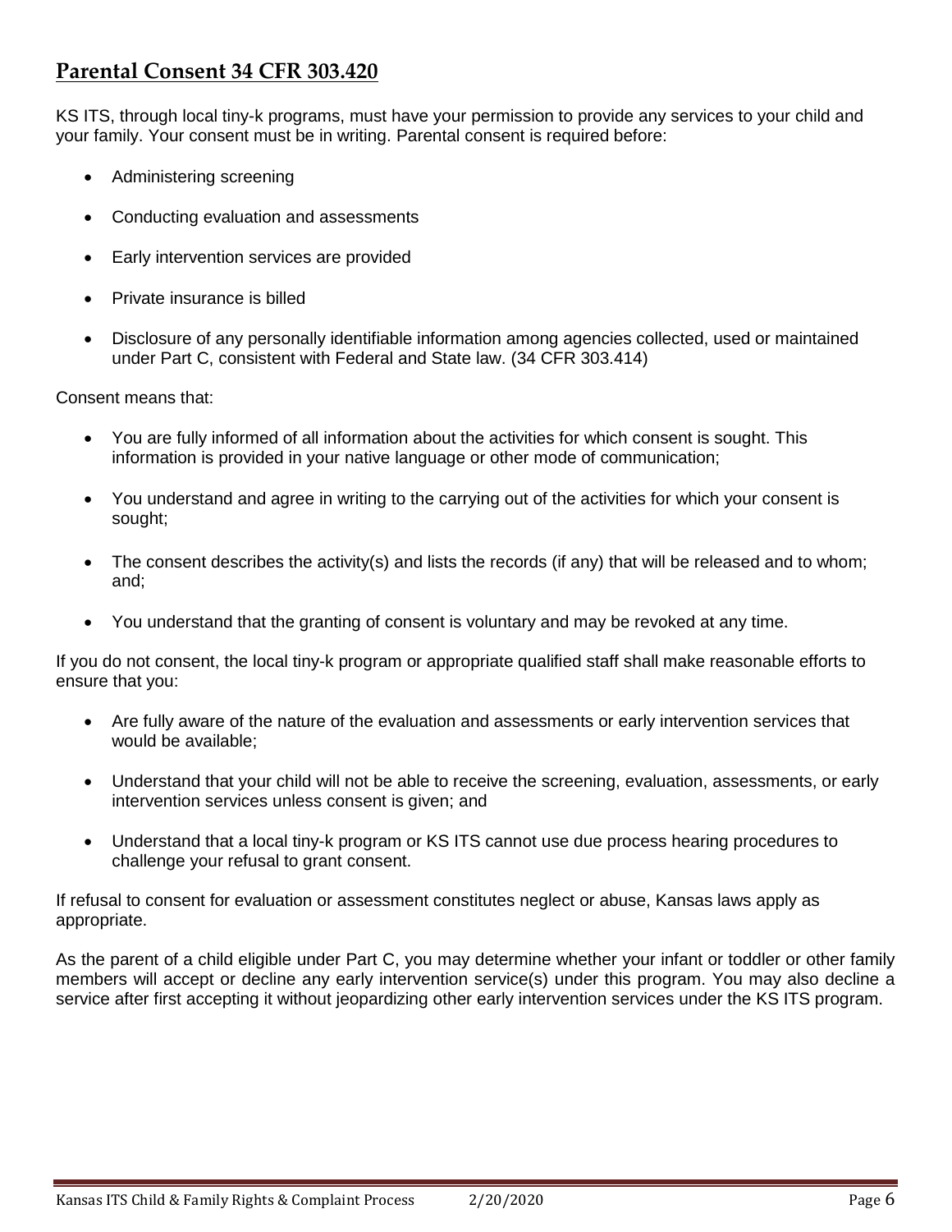## Parental Consent 34 CFR 303.420

KS ITS, through local tiny-k programs, must have your permission to provide any services to your child and your family. Your consent must be in writing. Parental consent is required before:

- Administering screening
- Conducting evaluation and assessments
- Early intervention services are provided
- Private insurance is billed
- Disclosure of any personally identifiable information among agencies collected, used or maintained under Part C, consistent with Federal and State law. (34 CFR 303.414)

Consent means that:

- You are fully informed of all information about the activities for which consent is sought. This information is provided in your native language or other mode of communication;
- You understand and agree in writing to the carrying out of the activities for which your consent is sought;
- The consent describes the activity(s) and lists the records (if any) that will be released and to whom; and;
- You understand that the granting of consent is voluntary and may be revoked at any time.

If you do not consent, the local tiny-k program or appropriate qualified staff shall make reasonable efforts to ensure that you:

- Are fully aware of the nature of the evaluation and assessments or early intervention services that would be available;
- Understand that your child will not be able to receive the screening, evaluation, assessments, or early intervention services unless consent is given; and
- Understand that a local tiny-k program or KS ITS cannot use due process hearing procedures to challenge your refusal to grant consent.

If refusal to consent for evaluation or assessment constitutes neglect or abuse, Kansas laws apply as appropriate.

As the parent of a child eligible under Part C, you may determine whether your infant or toddler or other family members will accept or decline any early intervention service(s) under this program. You may also decline a service after first accepting it without jeopardizing other early intervention services under the KS ITS program.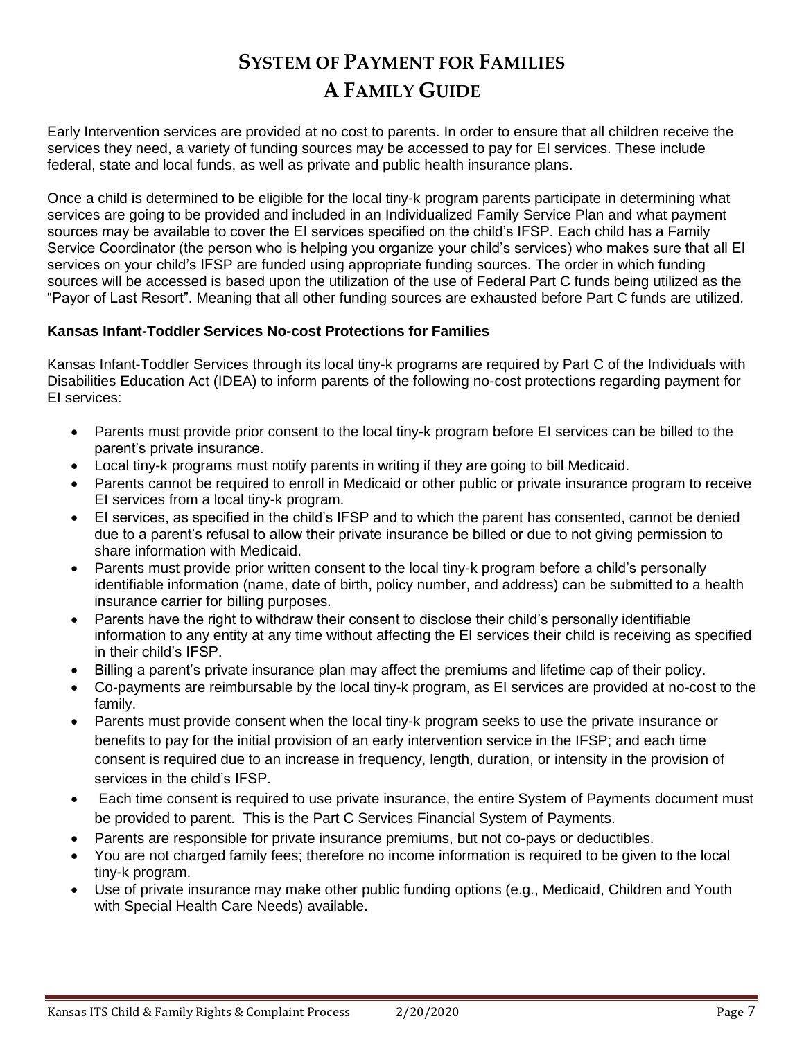# System of Payment for Families
# A Family Guide

Early Intervention services are provided at no cost to parents. In order to ensure that all children receive the services they need, a variety of funding sources may be accessed to pay for EI services. These include federal, state and local funds, as well as private and public health insurance plans.

Once a child is determined to be eligible for the local tiny-k program parents participate in determining what services are going to be provided and included in an Individualized Family Service Plan and what payment sources may be available to cover the EI services specified on the child's IFSP. Each child has a Family Service Coordinator (the person who is helping you organize your child's services) who makes sure that all EI services on your child's IFSP are funded using appropriate funding sources. The order in which funding sources will be accessed is based upon the utilization of the use of Federal Part C funds being utilized as the "Payor of Last Resort". Meaning that all other funding sources are exhausted before Part C funds are utilized.

**Kansas Infant-Toddler Services No-cost Protections for Families**

Kansas Infant-Toddler Services through its local tiny-k programs are required by Part C of the Individuals with Disabilities Education Act (IDEA) to inform parents of the following no-cost protections regarding payment for EI services:

- Parents must provide prior consent to the local tiny-k program before EI services can be billed to the parent's private insurance.
- Local tiny-k programs must notify parents in writing if they are going to bill Medicaid.
- Parents cannot be required to enroll in Medicaid or other public or private insurance program to receive EI services from a local tiny-k program.
- EI services, as specified in the child's IFSP and to which the parent has consented, cannot be denied due to a parent's refusal to allow their private insurance be billed or due to not giving permission to share information with Medicaid.
- Parents must provide prior written consent to the local tiny-k program before a child's personally identifiable information (name, date of birth, policy number, and address) can be submitted to a health insurance carrier for billing purposes.
- Parents have the right to withdraw their consent to disclose their child's personally identifiable information to any entity at any time without affecting the EI services their child is receiving as specified in their child's IFSP.
- Billing a parent's private insurance plan may affect the premiums and lifetime cap of their policy.
- Co-payments are reimbursable by the local tiny-k program, as EI services are provided at no-cost to the family.
- Parents must provide consent when the local tiny-k program seeks to use the private insurance or benefits to pay for the initial provision of an early intervention service in the IFSP; and each time consent is required due to an increase in frequency, length, duration, or intensity in the provision of services in the child's IFSP.
- Each time consent is required to use private insurance, the entire System of Payments document must be provided to parent. This is the Part C Services Financial System of Payments.
- Parents are responsible for private insurance premiums, but not co-pays or deductibles.
- You are not charged family fees; therefore no income information is required to be given to the local tiny-k program.
- Use of private insurance may make other public funding options (e.g., Medicaid, Children and Youth with Special Health Care Needs) available.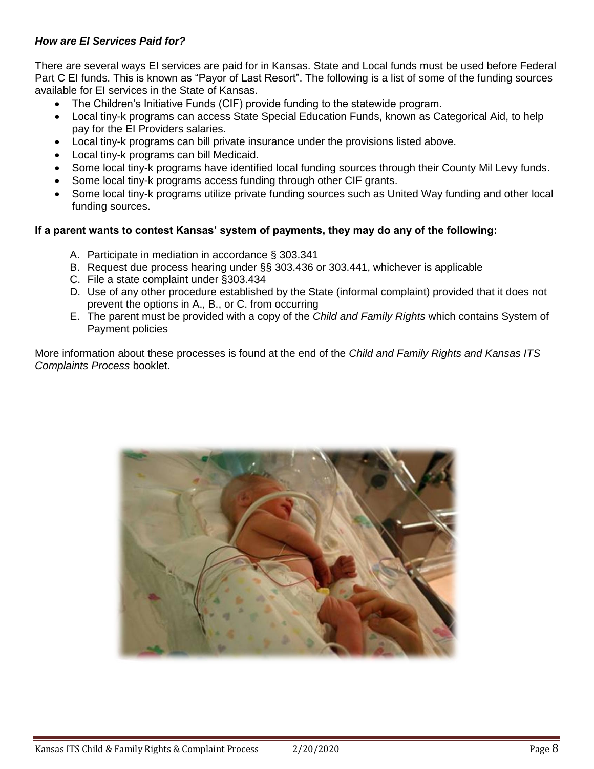***How are EI Services Paid for?***

There are several ways EI services are paid for in Kansas. State and Local funds must be used before Federal Part C EI funds. This is known as "Payor of Last Resort". The following is a list of some of the funding sources available for EI services in the State of Kansas.

- The Children's Initiative Funds (CIF) provide funding to the statewide program.
- Local tiny-k programs can access State Special Education Funds, known as Categorical Aid, to help pay for the EI Providers salaries.
- Local tiny-k programs can bill private insurance under the provisions listed above.
- Local tiny-k programs can bill Medicaid.
- Some local tiny-k programs have identified local funding sources through their County Mil Levy funds.
- Some local tiny-k programs access funding through other CIF grants.
- Some local tiny-k programs utilize private funding sources such as United Way funding and other local funding sources.

**If a parent wants to contest Kansas' system of payments, they may do any of the following:**

A. Participate in mediation in accordance § 303.341
B. Request due process hearing under §§ 303.436 or 303.441, whichever is applicable
C. File a state complaint under §303.434
D. Use of any other procedure established by the State (informal complaint) provided that it does not prevent the options in A., B., or C. from occurring
E. The parent must be provided with a copy of the *Child and Family Rights* which contains System of Payment policies

More information about these processes is found at the end of the *Child and Family Rights and Kansas ITS Complaints Process* booklet.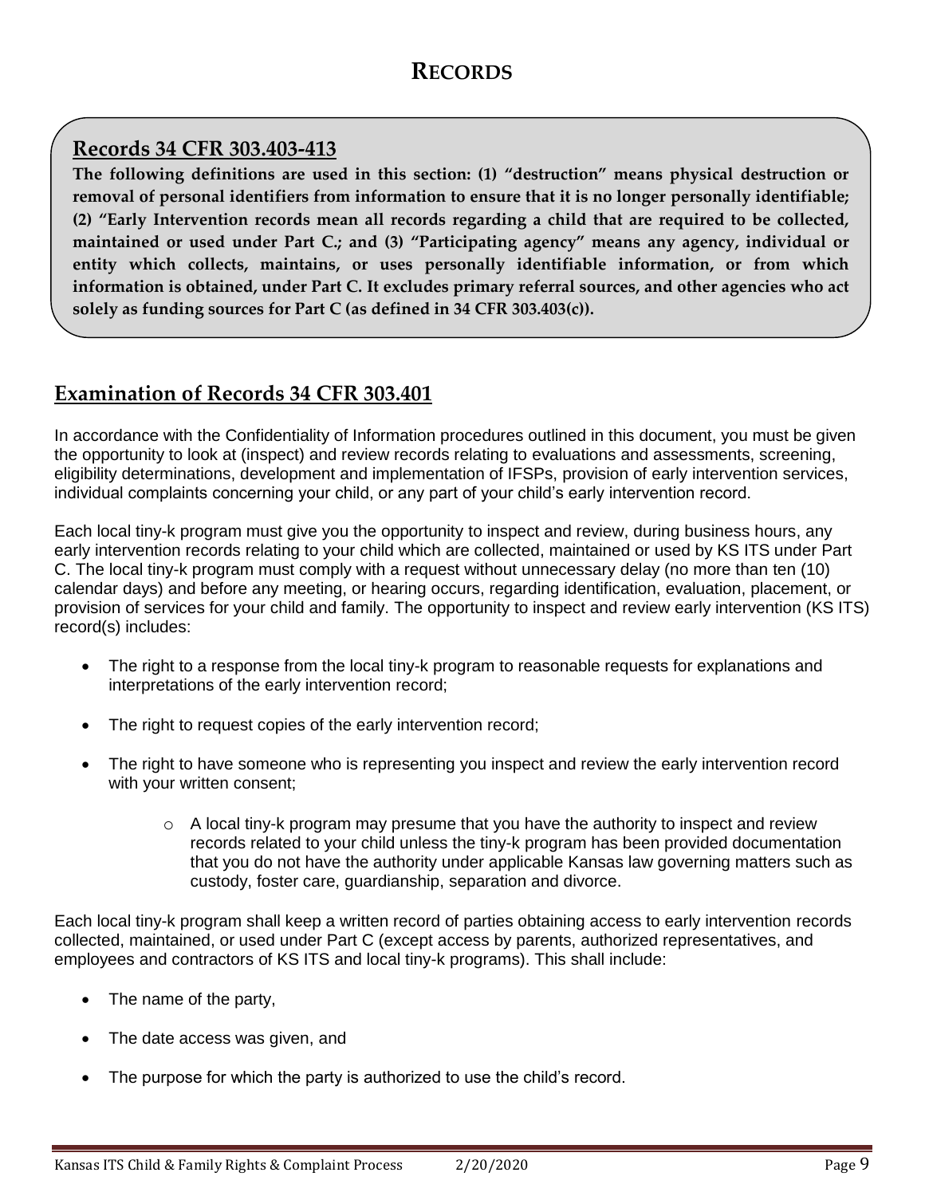# RECORDS

## Records 34 CFR 303.403-413

**The following definitions are used in this section: (1) "destruction" means physical destruction or removal of personal identifiers from information to ensure that it is no longer personally identifiable; (2) "Early Intervention records mean all records regarding a child that are required to be collected, maintained or used under Part C.; and (3) "Participating agency" means any agency, individual or entity which collects, maintains, or uses personally identifiable information, or from which information is obtained, under Part C. It excludes primary referral sources, and other agencies who act solely as funding sources for Part C (as defined in 34 CFR 303.403(c)).**

## Examination of Records 34 CFR 303.401

In accordance with the Confidentiality of Information procedures outlined in this document, you must be given the opportunity to look at (inspect) and review records relating to evaluations and assessments, screening, eligibility determinations, development and implementation of IFSPs, provision of early intervention services, individual complaints concerning your child, or any part of your child's early intervention record.

Each local tiny-k program must give you the opportunity to inspect and review, during business hours, any early intervention records relating to your child which are collected, maintained or used by KS ITS under Part C. The local tiny-k program must comply with a request without unnecessary delay (no more than ten (10) calendar days) and before any meeting, or hearing occurs, regarding identification, evaluation, placement, or provision of services for your child and family. The opportunity to inspect and review early intervention (KS ITS) record(s) includes:

- The right to a response from the local tiny-k program to reasonable requests for explanations and interpretations of the early intervention record;
- The right to request copies of the early intervention record;
- The right to have someone who is representing you inspect and review the early intervention record with your written consent;
    - A local tiny-k program may presume that you have the authority to inspect and review records related to your child unless the tiny-k program has been provided documentation that you do not have the authority under applicable Kansas law governing matters such as custody, foster care, guardianship, separation and divorce.

Each local tiny-k program shall keep a written record of parties obtaining access to early intervention records collected, maintained, or used under Part C (except access by parents, authorized representatives, and employees and contractors of KS ITS and local tiny-k programs). This shall include:

- The name of the party,
- The date access was given, and
- The purpose for which the party is authorized to use the child's record.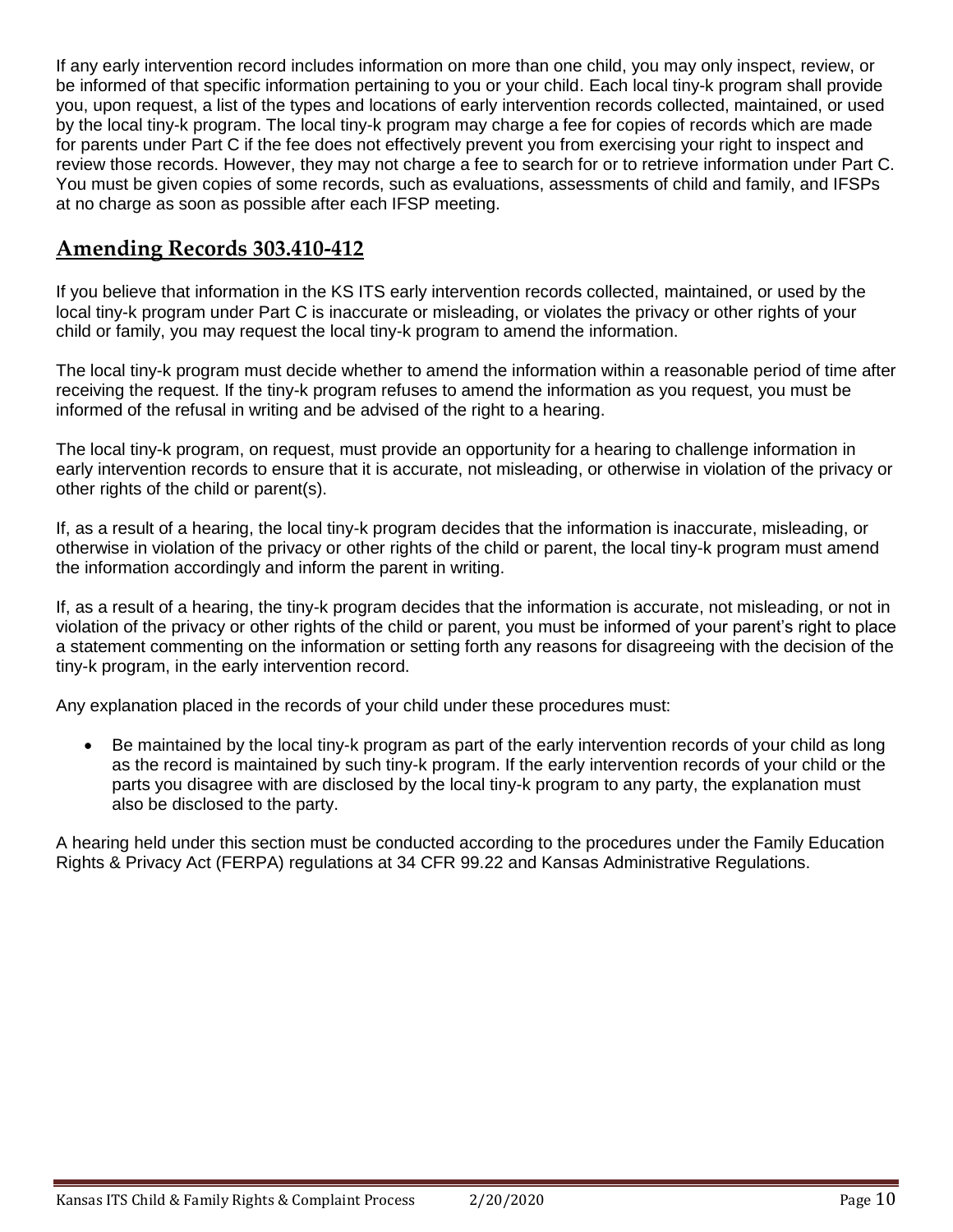If any early intervention record includes information on more than one child, you may only inspect, review, or be informed of that specific information pertaining to you or your child. Each local tiny-k program shall provide you, upon request, a list of the types and locations of early intervention records collected, maintained, or used by the local tiny-k program. The local tiny-k program may charge a fee for copies of records which are made for parents under Part C if the fee does not effectively prevent you from exercising your right to inspect and review those records. However, they may not charge a fee to search for or to retrieve information under Part C. You must be given copies of some records, such as evaluations, assessments of child and family, and IFSPs at no charge as soon as possible after each IFSP meeting.

## Amending Records 303.410-412

If you believe that information in the KS ITS early intervention records collected, maintained, or used by the local tiny-k program under Part C is inaccurate or misleading, or violates the privacy or other rights of your child or family, you may request the local tiny-k program to amend the information.

The local tiny-k program must decide whether to amend the information within a reasonable period of time after receiving the request. If the tiny-k program refuses to amend the information as you request, you must be informed of the refusal in writing and be advised of the right to a hearing.

The local tiny-k program, on request, must provide an opportunity for a hearing to challenge information in early intervention records to ensure that it is accurate, not misleading, or otherwise in violation of the privacy or other rights of the child or parent(s).

If, as a result of a hearing, the local tiny-k program decides that the information is inaccurate, misleading, or otherwise in violation of the privacy or other rights of the child or parent, the local tiny-k program must amend the information accordingly and inform the parent in writing.

If, as a result of a hearing, the tiny-k program decides that the information is accurate, not misleading, or not in violation of the privacy or other rights of the child or parent, you must be informed of your parent's right to place a statement commenting on the information or setting forth any reasons for disagreeing with the decision of the tiny-k program, in the early intervention record.

Any explanation placed in the records of your child under these procedures must:

- Be maintained by the local tiny-k program as part of the early intervention records of your child as long as the record is maintained by such tiny-k program. If the early intervention records of your child or the parts you disagree with are disclosed by the local tiny-k program to any party, the explanation must also be disclosed to the party.

A hearing held under this section must be conducted according to the procedures under the Family Education Rights & Privacy Act (FERPA) regulations at 34 CFR 99.22 and Kansas Administrative Regulations.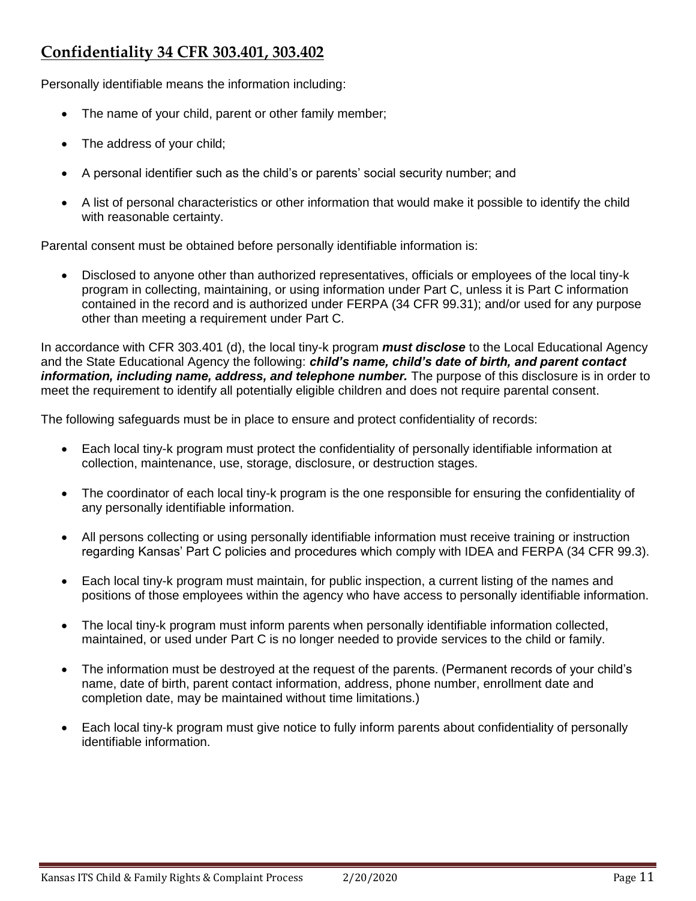## Confidentiality 34 CFR 303.401, 303.402

Personally identifiable means the information including:

- The name of your child, parent or other family member;
- The address of your child;
- A personal identifier such as the child's or parents' social security number; and
- A list of personal characteristics or other information that would make it possible to identify the child with reasonable certainty.

Parental consent must be obtained before personally identifiable information is:

- Disclosed to anyone other than authorized representatives, officials or employees of the local tiny-k program in collecting, maintaining, or using information under Part C, unless it is Part C information contained in the record and is authorized under FERPA (34 CFR 99.31); and/or used for any purpose other than meeting a requirement under Part C.

In accordance with CFR 303.401 (d), the local tiny-k program ***must disclose*** to the Local Educational Agency and the State Educational Agency the following: ***child's name, child's date of birth, and parent contact information, including name, address, and telephone number.*** The purpose of this disclosure is in order to meet the requirement to identify all potentially eligible children and does not require parental consent.

The following safeguards must be in place to ensure and protect confidentiality of records:

- Each local tiny-k program must protect the confidentiality of personally identifiable information at collection, maintenance, use, storage, disclosure, or destruction stages.
- The coordinator of each local tiny-k program is the one responsible for ensuring the confidentiality of any personally identifiable information.
- All persons collecting or using personally identifiable information must receive training or instruction regarding Kansas' Part C policies and procedures which comply with IDEA and FERPA (34 CFR 99.3).
- Each local tiny-k program must maintain, for public inspection, a current listing of the names and positions of those employees within the agency who have access to personally identifiable information.
- The local tiny-k program must inform parents when personally identifiable information collected, maintained, or used under Part C is no longer needed to provide services to the child or family.
- The information must be destroyed at the request of the parents. (Permanent records of your child's name, date of birth, parent contact information, address, phone number, enrollment date and completion date, may be maintained without time limitations.)
- Each local tiny-k program must give notice to fully inform parents about confidentiality of personally identifiable information.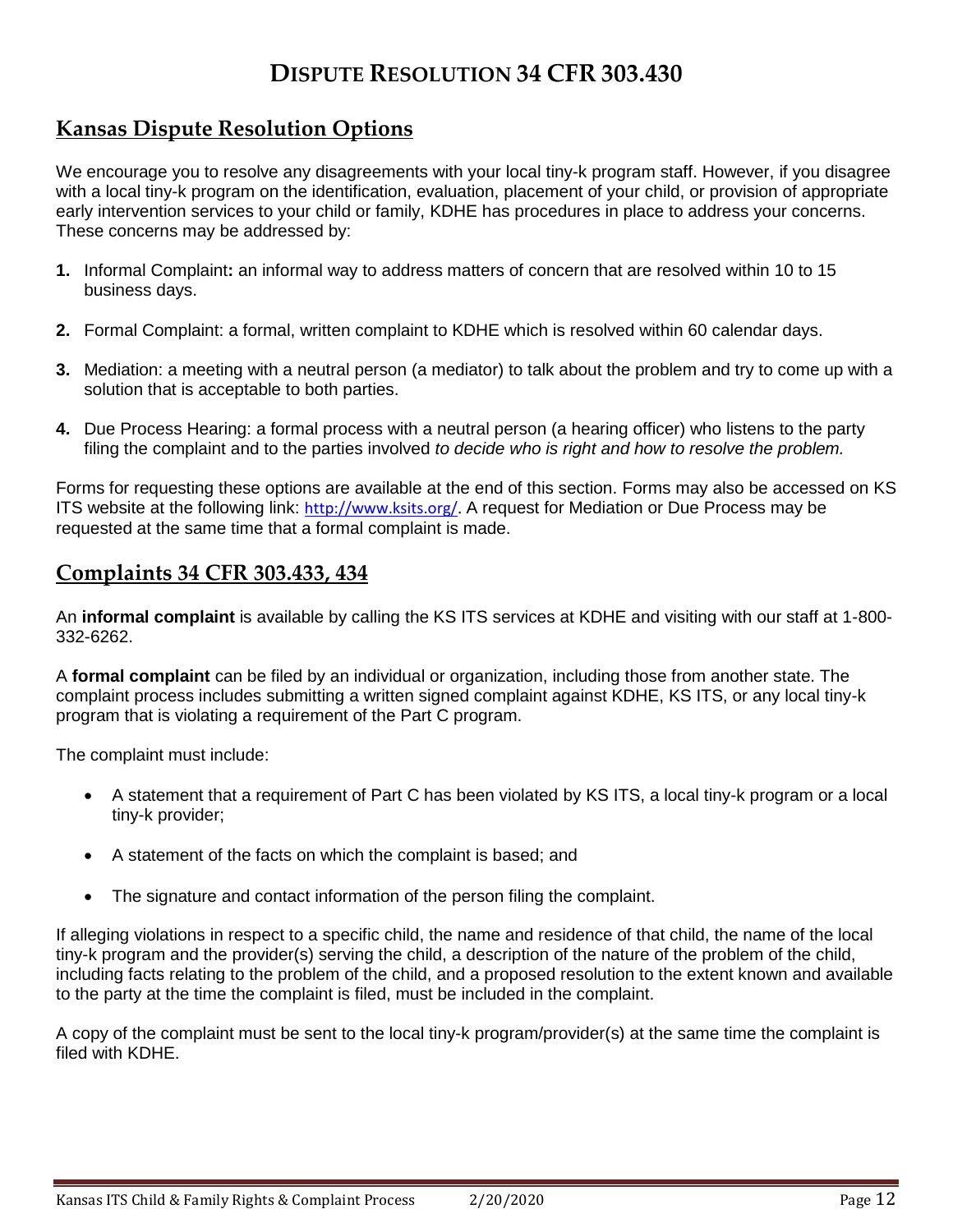# DISPUTE RESOLUTION 34 CFR 303.430

## Kansas Dispute Resolution Options

We encourage you to resolve any disagreements with your local tiny-k program staff. However, if you disagree with a local tiny-k program on the identification, evaluation, placement of your child, or provision of appropriate early intervention services to your child or family, KDHE has procedures in place to address your concerns. These concerns may be addressed by:

1. Informal Complaint**:** an informal way to address matters of concern that are resolved within 10 to 15 business days.

2. Formal Complaint: a formal, written complaint to KDHE which is resolved within 60 calendar days.

3. Mediation: a meeting with a neutral person (a mediator) to talk about the problem and try to come up with a solution that is acceptable to both parties.

4. Due Process Hearing: a formal process with a neutral person (a hearing officer) who listens to the party filing the complaint and to the parties involved *to decide who is right and how to resolve the problem.*

Forms for requesting these options are available at the end of this section. Forms may also be accessed on KS ITS website at the following link: http://www.ksits.org/. A request for Mediation or Due Process may be requested at the same time that a formal complaint is made.

## Complaints 34 CFR 303.433, 434

An **informal complaint** is available by calling the KS ITS services at KDHE and visiting with our staff at 1-800-332-6262.

A **formal complaint** can be filed by an individual or organization, including those from another state. The complaint process includes submitting a written signed complaint against KDHE, KS ITS, or any local tiny-k program that is violating a requirement of the Part C program.

The complaint must include:

- A statement that a requirement of Part C has been violated by KS ITS, a local tiny-k program or a local tiny-k provider;
- A statement of the facts on which the complaint is based; and
- The signature and contact information of the person filing the complaint.

If alleging violations in respect to a specific child, the name and residence of that child, the name of the local tiny-k program and the provider(s) serving the child, a description of the nature of the problem of the child, including facts relating to the problem of the child, and a proposed resolution to the extent known and available to the party at the time the complaint is filed, must be included in the complaint.

A copy of the complaint must be sent to the local tiny-k program/provider(s) at the same time the complaint is filed with KDHE.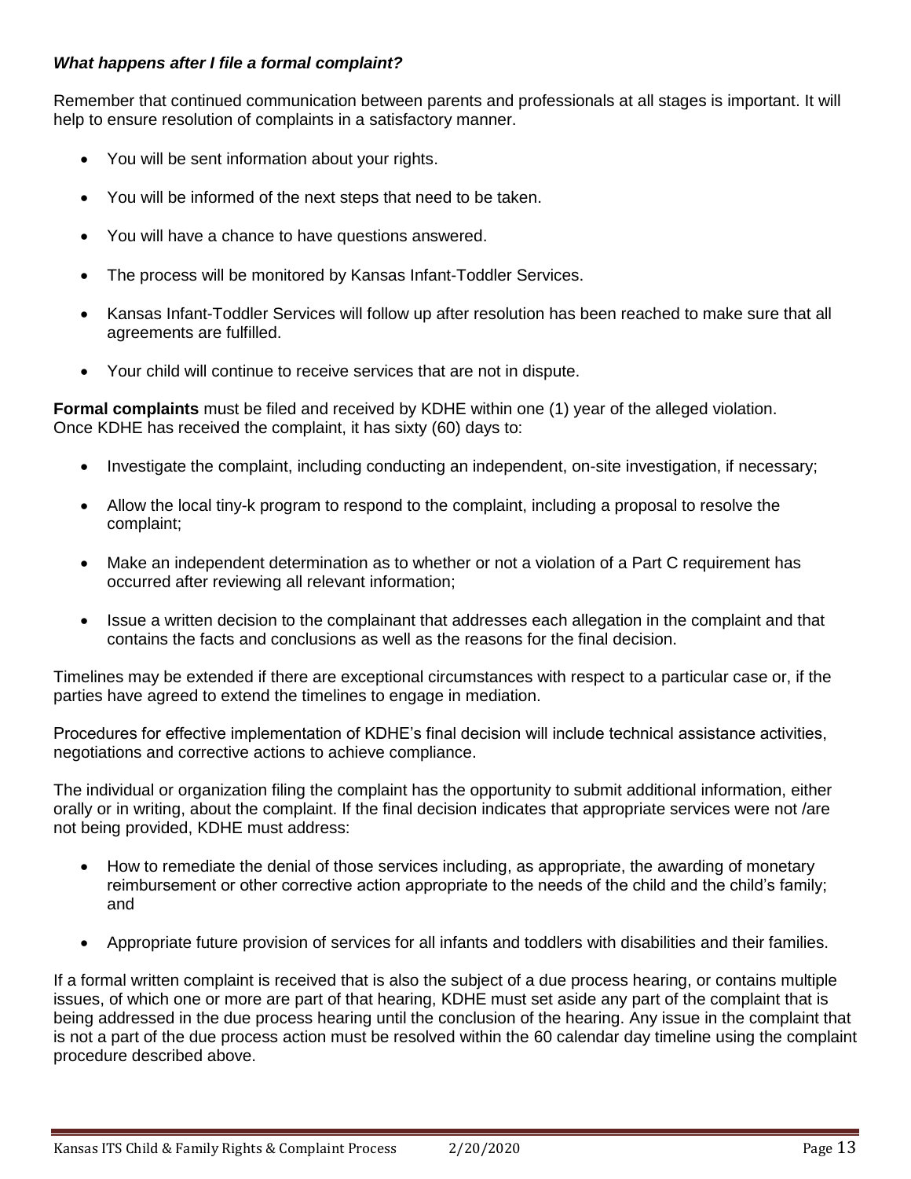***What happens after I file a formal complaint?***

Remember that continued communication between parents and professionals at all stages is important. It will help to ensure resolution of complaints in a satisfactory manner.

- You will be sent information about your rights.
- You will be informed of the next steps that need to be taken.
- You will have a chance to have questions answered.
- The process will be monitored by Kansas Infant-Toddler Services.
- Kansas Infant-Toddler Services will follow up after resolution has been reached to make sure that all agreements are fulfilled.
- Your child will continue to receive services that are not in dispute.

**Formal complaints** must be filed and received by KDHE within one (1) year of the alleged violation.
Once KDHE has received the complaint, it has sixty (60) days to:

- Investigate the complaint, including conducting an independent, on-site investigation, if necessary;
- Allow the local tiny-k program to respond to the complaint, including a proposal to resolve the complaint;
- Make an independent determination as to whether or not a violation of a Part C requirement has occurred after reviewing all relevant information;
- Issue a written decision to the complainant that addresses each allegation in the complaint and that contains the facts and conclusions as well as the reasons for the final decision.

Timelines may be extended if there are exceptional circumstances with respect to a particular case or, if the parties have agreed to extend the timelines to engage in mediation.

Procedures for effective implementation of KDHE's final decision will include technical assistance activities, negotiations and corrective actions to achieve compliance.

The individual or organization filing the complaint has the opportunity to submit additional information, either orally or in writing, about the complaint. If the final decision indicates that appropriate services were not /are not being provided, KDHE must address:

- How to remediate the denial of those services including, as appropriate, the awarding of monetary reimbursement or other corrective action appropriate to the needs of the child and the child's family; and
- Appropriate future provision of services for all infants and toddlers with disabilities and their families.

If a formal written complaint is received that is also the subject of a due process hearing, or contains multiple issues, of which one or more are part of that hearing, KDHE must set aside any part of the complaint that is being addressed in the due process hearing until the conclusion of the hearing. Any issue in the complaint that is not a part of the due process action must be resolved within the 60 calendar day timeline using the complaint procedure described above.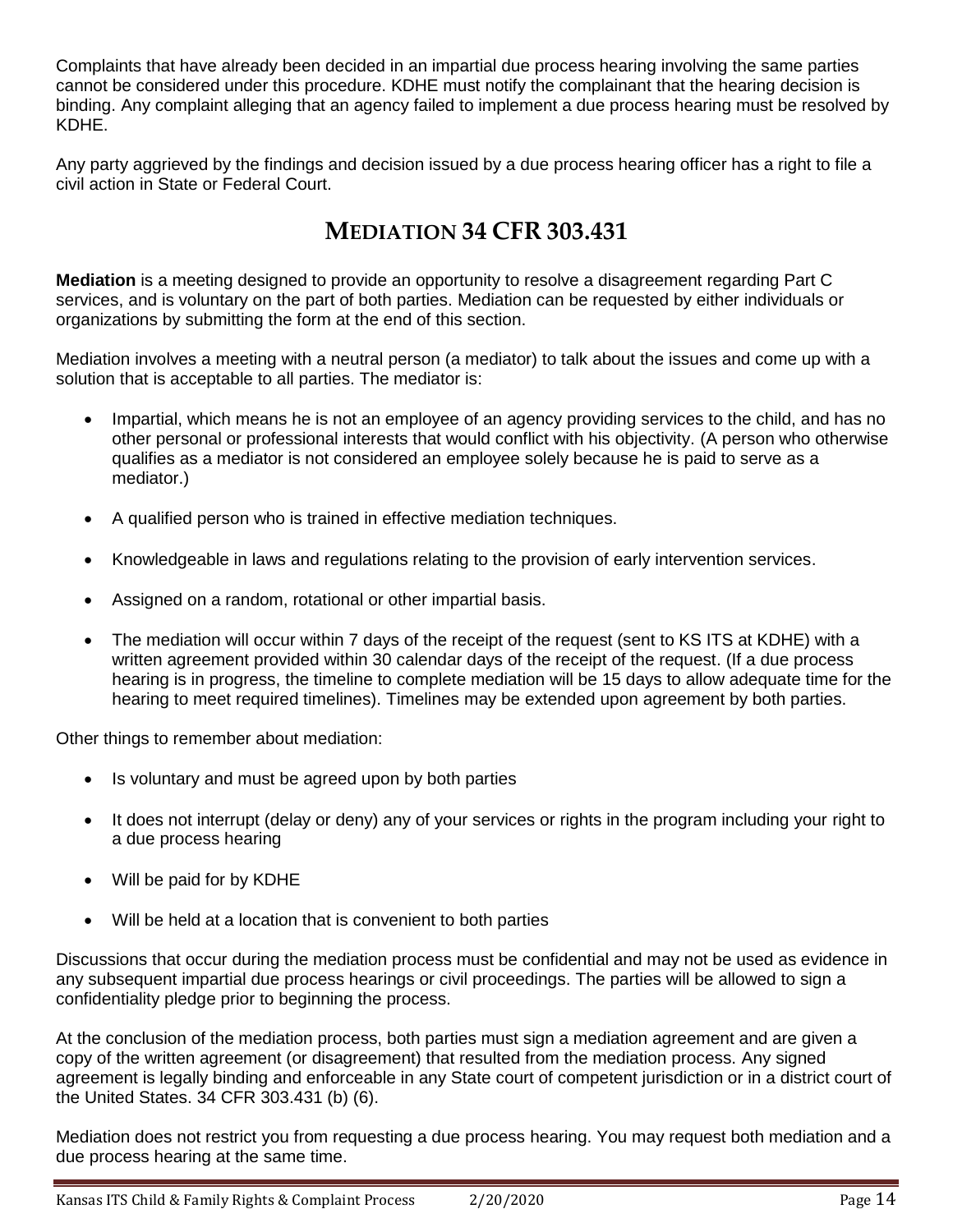Complaints that have already been decided in an impartial due process hearing involving the same parties cannot be considered under this procedure. KDHE must notify the complainant that the hearing decision is binding. Any complaint alleging that an agency failed to implement a due process hearing must be resolved by KDHE.

Any party aggrieved by the findings and decision issued by a due process hearing officer has a right to file a civil action in State or Federal Court.

## MEDIATION 34 CFR 303.431

**Mediation** is a meeting designed to provide an opportunity to resolve a disagreement regarding Part C services, and is voluntary on the part of both parties. Mediation can be requested by either individuals or organizations by submitting the form at the end of this section.

Mediation involves a meeting with a neutral person (a mediator) to talk about the issues and come up with a solution that is acceptable to all parties. The mediator is:

- Impartial, which means he is not an employee of an agency providing services to the child, and has no other personal or professional interests that would conflict with his objectivity. (A person who otherwise qualifies as a mediator is not considered an employee solely because he is paid to serve as a mediator.)
- A qualified person who is trained in effective mediation techniques.
- Knowledgeable in laws and regulations relating to the provision of early intervention services.
- Assigned on a random, rotational or other impartial basis.
- The mediation will occur within 7 days of the receipt of the request (sent to KS ITS at KDHE) with a written agreement provided within 30 calendar days of the receipt of the request. (If a due process hearing is in progress, the timeline to complete mediation will be 15 days to allow adequate time for the hearing to meet required timelines). Timelines may be extended upon agreement by both parties.

Other things to remember about mediation:

- Is voluntary and must be agreed upon by both parties
- It does not interrupt (delay or deny) any of your services or rights in the program including your right to a due process hearing
- Will be paid for by KDHE
- Will be held at a location that is convenient to both parties

Discussions that occur during the mediation process must be confidential and may not be used as evidence in any subsequent impartial due process hearings or civil proceedings. The parties will be allowed to sign a confidentiality pledge prior to beginning the process.

At the conclusion of the mediation process, both parties must sign a mediation agreement and are given a copy of the written agreement (or disagreement) that resulted from the mediation process. Any signed agreement is legally binding and enforceable in any State court of competent jurisdiction or in a district court of the United States. 34 CFR 303.431 (b) (6).

Mediation does not restrict you from requesting a due process hearing. You may request both mediation and a due process hearing at the same time.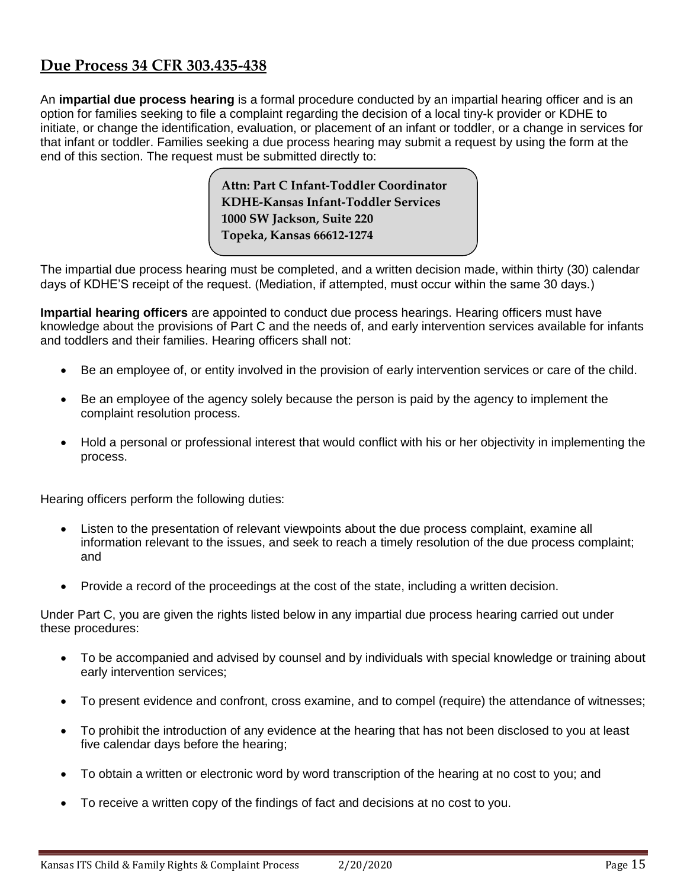## Due Process 34 CFR 303.435-438

An **impartial due process hearing** is a formal procedure conducted by an impartial hearing officer and is an option for families seeking to file a complaint regarding the decision of a local tiny-k provider or KDHE to initiate, or change the identification, evaluation, or placement of an infant or toddler, or a change in services for that infant or toddler. Families seeking a due process hearing may submit a request by using the form at the end of this section. The request must be submitted directly to:

> **Attn: Part C Infant-Toddler Coordinator**
> **KDHE-Kansas Infant-Toddler Services**
> **1000 SW Jackson, Suite 220**
> **Topeka, Kansas 66612-1274**

The impartial due process hearing must be completed, and a written decision made, within thirty (30) calendar days of KDHE'S receipt of the request. (Mediation, if attempted, must occur within the same 30 days.)

**Impartial hearing officers** are appointed to conduct due process hearings. Hearing officers must have knowledge about the provisions of Part C and the needs of, and early intervention services available for infants and toddlers and their families. Hearing officers shall not:

- Be an employee of, or entity involved in the provision of early intervention services or care of the child.
- Be an employee of the agency solely because the person is paid by the agency to implement the complaint resolution process.
- Hold a personal or professional interest that would conflict with his or her objectivity in implementing the process.

Hearing officers perform the following duties:

- Listen to the presentation of relevant viewpoints about the due process complaint, examine all information relevant to the issues, and seek to reach a timely resolution of the due process complaint; and
- Provide a record of the proceedings at the cost of the state, including a written decision.

Under Part C, you are given the rights listed below in any impartial due process hearing carried out under these procedures:

- To be accompanied and advised by counsel and by individuals with special knowledge or training about early intervention services;
- To present evidence and confront, cross examine, and to compel (require) the attendance of witnesses;
- To prohibit the introduction of any evidence at the hearing that has not been disclosed to you at least five calendar days before the hearing;
- To obtain a written or electronic word by word transcription of the hearing at no cost to you; and
- To receive a written copy of the findings of fact and decisions at no cost to you.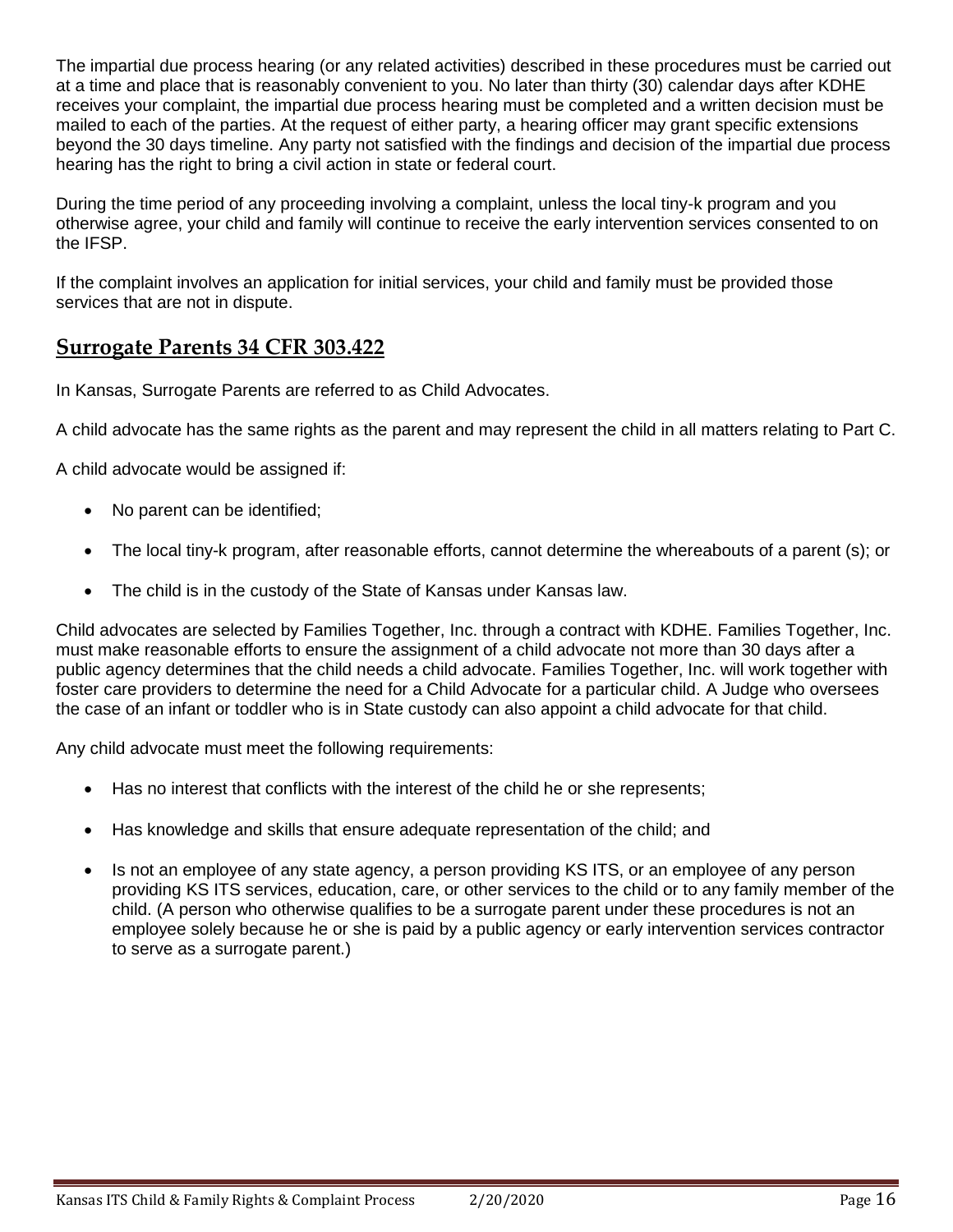The impartial due process hearing (or any related activities) described in these procedures must be carried out at a time and place that is reasonably convenient to you. No later than thirty (30) calendar days after KDHE receives your complaint, the impartial due process hearing must be completed and a written decision must be mailed to each of the parties. At the request of either party, a hearing officer may grant specific extensions beyond the 30 days timeline. Any party not satisfied with the findings and decision of the impartial due process hearing has the right to bring a civil action in state or federal court.

During the time period of any proceeding involving a complaint, unless the local tiny-k program and you otherwise agree, your child and family will continue to receive the early intervention services consented to on the IFSP.

If the complaint involves an application for initial services, your child and family must be provided those services that are not in dispute.

## Surrogate Parents 34 CFR 303.422

In Kansas, Surrogate Parents are referred to as Child Advocates.

A child advocate has the same rights as the parent and may represent the child in all matters relating to Part C.

A child advocate would be assigned if:

- No parent can be identified;
- The local tiny-k program, after reasonable efforts, cannot determine the whereabouts of a parent (s); or
- The child is in the custody of the State of Kansas under Kansas law.

Child advocates are selected by Families Together, Inc. through a contract with KDHE. Families Together, Inc. must make reasonable efforts to ensure the assignment of a child advocate not more than 30 days after a public agency determines that the child needs a child advocate. Families Together, Inc. will work together with foster care providers to determine the need for a Child Advocate for a particular child. A Judge who oversees the case of an infant or toddler who is in State custody can also appoint a child advocate for that child.

Any child advocate must meet the following requirements:

- Has no interest that conflicts with the interest of the child he or she represents;
- Has knowledge and skills that ensure adequate representation of the child; and
- Is not an employee of any state agency, a person providing KS ITS, or an employee of any person providing KS ITS services, education, care, or other services to the child or to any family member of the child. (A person who otherwise qualifies to be a surrogate parent under these procedures is not an employee solely because he or she is paid by a public agency or early intervention services contractor to serve as a surrogate parent.)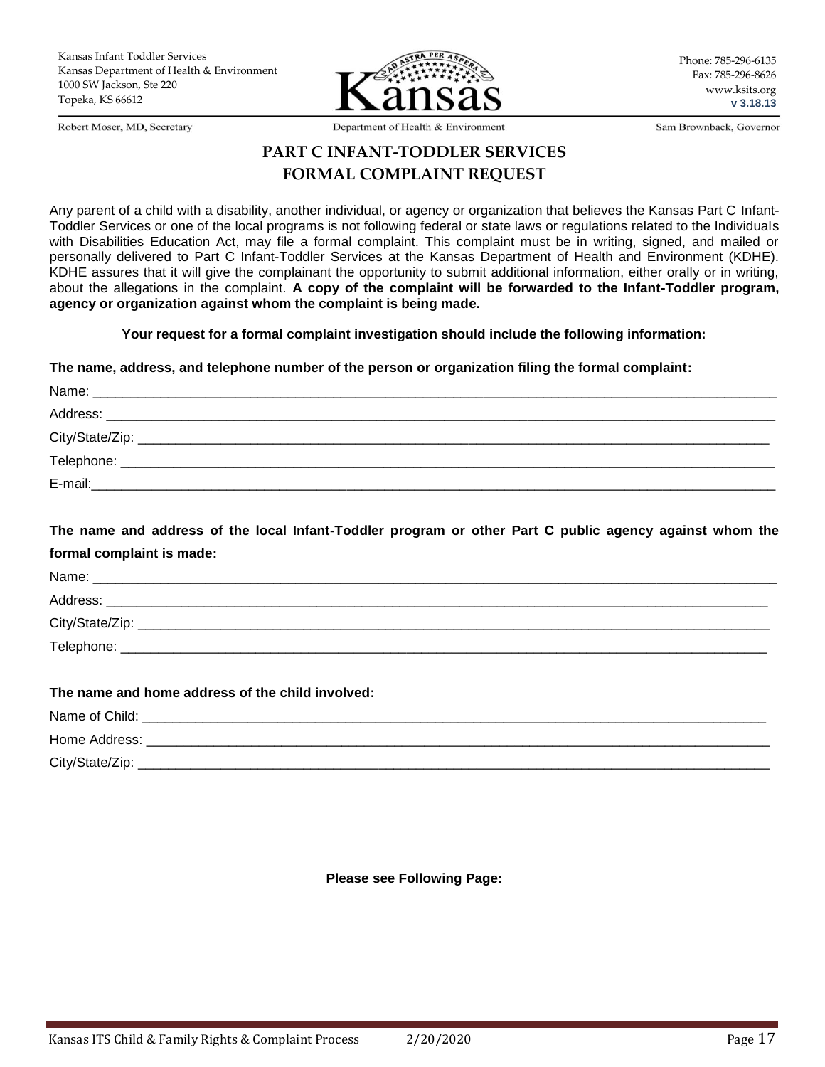Kansas Infant Toddler Services
Kansas Department of Health & Environment
1000 SW Jackson, Ste 220
Topeka, KS 66612

Phone: 785-296-6135
Fax: 785-296-8626
www.ksits.org
**v 3.18.13**

Robert Moser, MD, Secretary — Department of Health & Environment — Sam Brownback, Governor

# PART C INFANT-TODDLER SERVICES
# FORMAL COMPLAINT REQUEST

Any parent of a child with a disability, another individual, or agency or organization that believes the Kansas Part C Infant-Toddler Services or one of the local programs is not following federal or state laws or regulations related to the Individuals with Disabilities Education Act, may file a formal complaint. This complaint must be in writing, signed, and mailed or personally delivered to Part C Infant-Toddler Services at the Kansas Department of Health and Environment (KDHE). KDHE assures that it will give the complainant the opportunity to submit additional information, either orally or in writing, about the allegations in the complaint. **A copy of the complaint will be forwarded to the Infant-Toddler program, agency or organization against whom the complaint is being made.**

**Your request for a formal complaint investigation should include the following information:**

**The name, address, and telephone number of the person or organization filing the formal complaint:**

Name: ______________________________________________

Address: ______________________________________________

City/State/Zip: ______________________________________________

Telephone: ______________________________________________

E-mail:______________________________________________

**The name and address of the local Infant-Toddler program or other Part C public agency against whom the formal complaint is made:**

Name: ______________________________________________

Address: ______________________________________________

City/State/Zip: ______________________________________________

Telephone: ______________________________________________

**The name and home address of the child involved:**

Name of Child: ______________________________________________

Home Address: ______________________________________________

City/State/Zip: ______________________________________________

**Please see Following Page:**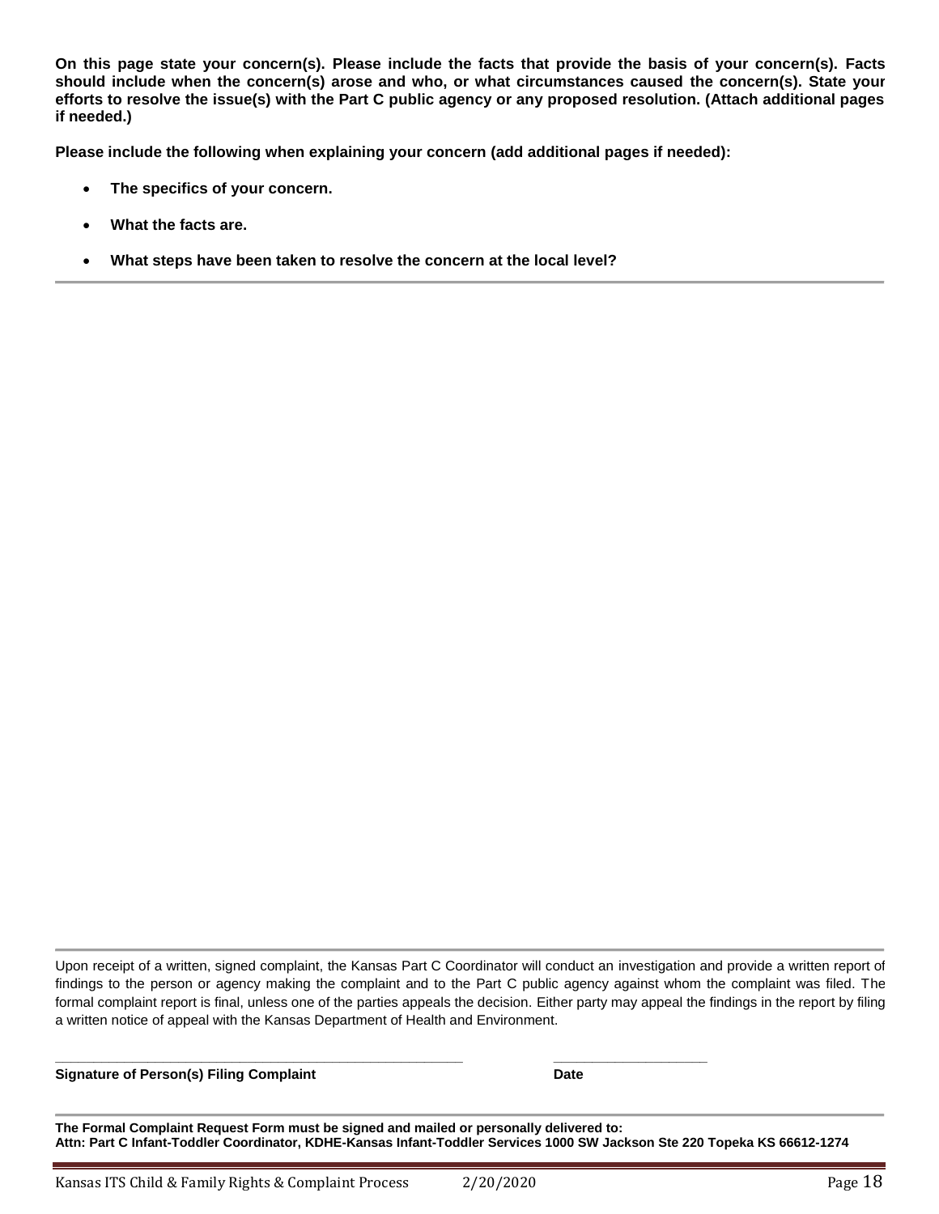**On this page state your concern(s). Please include the facts that provide the basis of your concern(s). Facts should include when the concern(s) arose and who, or what circumstances caused the concern(s). State your efforts to resolve the issue(s) with the Part C public agency or any proposed resolution. (Attach additional pages if needed.)**

**Please include the following when explaining your concern (add additional pages if needed):**

- **The specifics of your concern.**
- **What the facts are.**
- **What steps have been taken to resolve the concern at the local level?**

---

---

Upon receipt of a written, signed complaint, the Kansas Part C Coordinator will conduct an investigation and provide a written report of findings to the person or agency making the complaint and to the Part C public agency against whom the complaint was filed. The formal complaint report is final, unless one of the parties appeals the decision. Either party may appeal the findings in the report by filing a written notice of appeal with the Kansas Department of Health and Environment.

______________________________________________________ ____________________

**Signature of Person(s) Filing Complaint** **Date**

---

**The Formal Complaint Request Form must be signed and mailed or personally delivered to:**
**Attn: Part C Infant-Toddler Coordinator, KDHE-Kansas Infant-Toddler Services 1000 SW Jackson Ste 220 Topeka KS 66612-1274**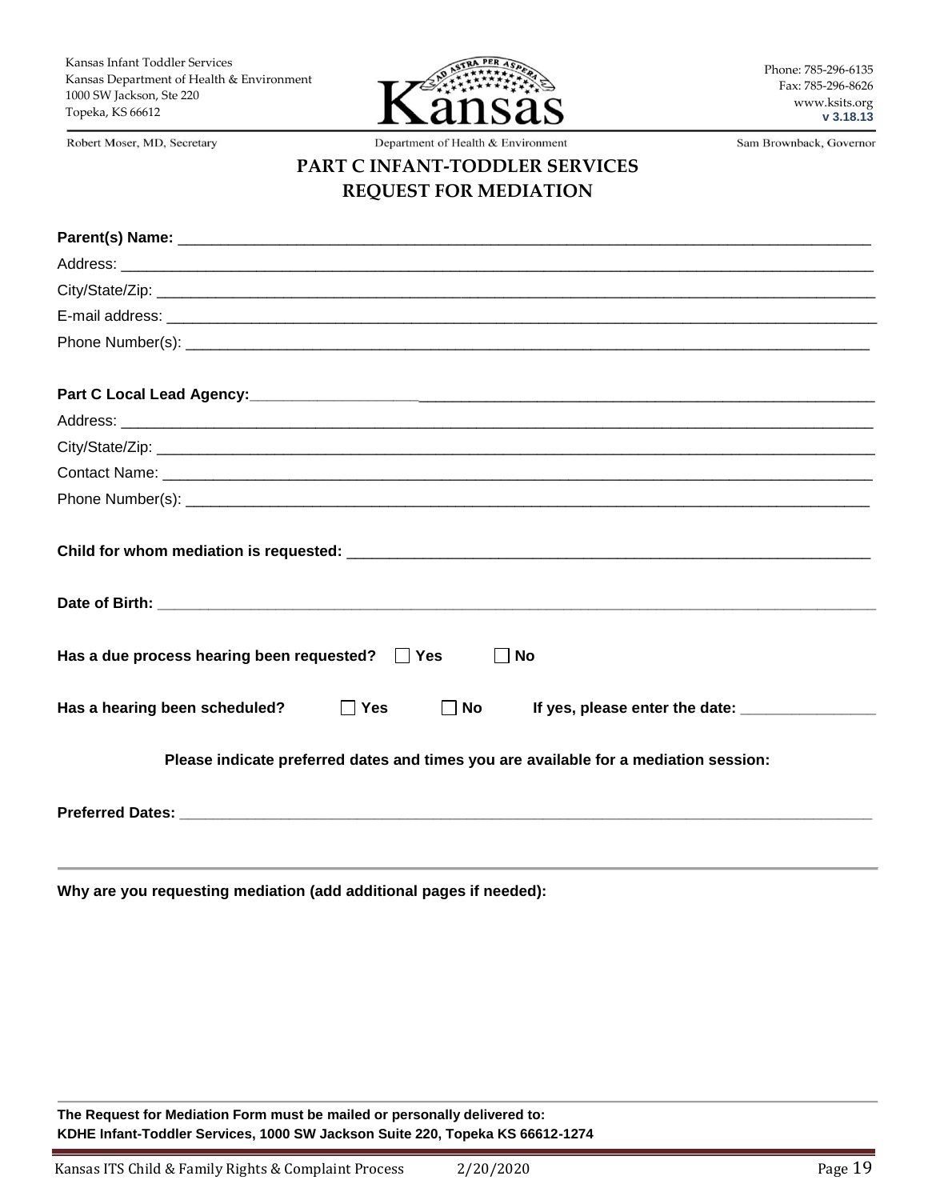Kansas Infant Toddler Services
Kansas Department of Health & Environment
1000 SW Jackson, Ste 220
Topeka, KS 66612

Phone: 785-296-6135
Fax: 785-296-8626
www.ksits.org
**v 3.18.13**

Robert Moser, MD, Secretary — Department of Health & Environment — Sam Brownback, Governor

# PART C INFANT-TODDLER SERVICES
# REQUEST FOR MEDIATION

**Parent(s) Name:** ______________________________________________

Address: ______________________________________________

City/State/Zip: ______________________________________________

E-mail address: ______________________________________________

Phone Number(s): ______________________________________________

**Part C Local Lead Agency:** ______________________________________________

Address: ______________________________________________

City/State/Zip: ______________________________________________

Contact Name: ______________________________________________

Phone Number(s): ______________________________________________

**Child for whom mediation is requested:** ______________________________________________

**Date of Birth:** ______________________________________________

**Has a due process hearing been requested?** ☐ **Yes** ☐ **No**

**Has a hearing been scheduled?** ☐ **Yes** ☐ **No** **If yes, please enter the date:** ________________

**Please indicate preferred dates and times you are available for a mediation session:**

**Preferred Dates:** ______________________________________________

---

**Why are you requesting mediation (add additional pages if needed):**

---

**The Request for Mediation Form must be mailed or personally delivered to:**
**KDHE Infant-Toddler Services, 1000 SW Jackson Suite 220, Topeka KS 66612-1274**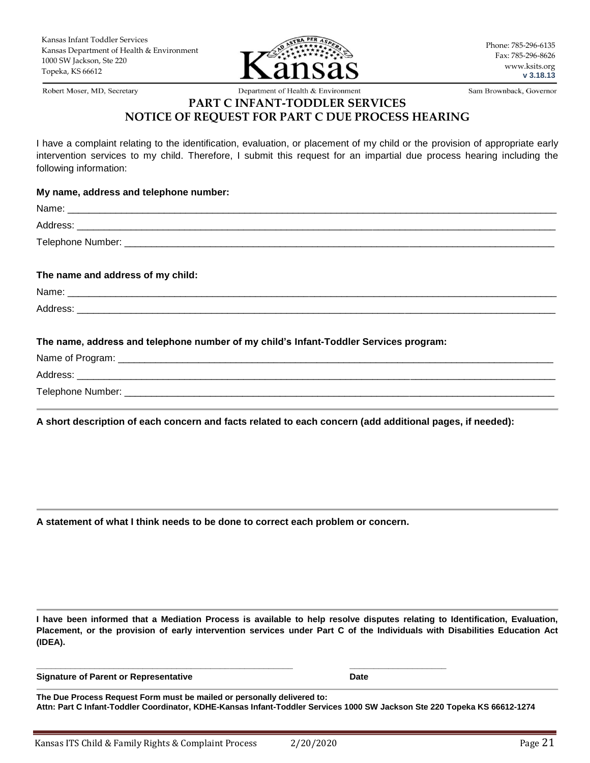Kansas Infant Toddler Services
Kansas Department of Health & Environment
1000 SW Jackson, Ste 220
Topeka, KS 66612

Phone: 785-296-6135
Fax: 785-296-8626
www.ksits.org
**v 3.18.13**

Robert Moser, MD, Secretary | Department of Health & Environment | Sam Brownback, Governor

## PART C INFANT-TODDLER SERVICES
## NOTICE OF REQUEST FOR PART C DUE PROCESS HEARING

I have a complaint relating to the identification, evaluation, or placement of my child or the provision of appropriate early intervention services to my child. Therefore, I submit this request for an impartial due process hearing including the following information:

**My name, address and telephone number:**

Name: ______________________________________________

Address: ______________________________________________

Telephone Number: ______________________________________________

**The name and address of my child:**

Name: ______________________________________________

Address: ______________________________________________

**The name, address and telephone number of my child's Infant-Toddler Services program:**

Name of Program: ______________________________________________

Address: ______________________________________________

Telephone Number: ______________________________________________

---

**A short description of each concern and facts related to each concern (add additional pages, if needed):**

---

**A statement of what I think needs to be done to correct each problem or concern.**

---

**I have been informed that a Mediation Process is available to help resolve disputes relating to Identification, Evaluation, Placement, or the provision of early intervention services under Part C of the Individuals with Disabilities Education Act (IDEA).**

______________________________________________ ____________________

**Signature of Parent or Representative** **Date**

---

**The Due Process Request Form must be mailed or personally delivered to:**
**Attn: Part C Infant-Toddler Coordinator, KDHE-Kansas Infant-Toddler Services 1000 SW Jackson Ste 220 Topeka KS 66612-1274**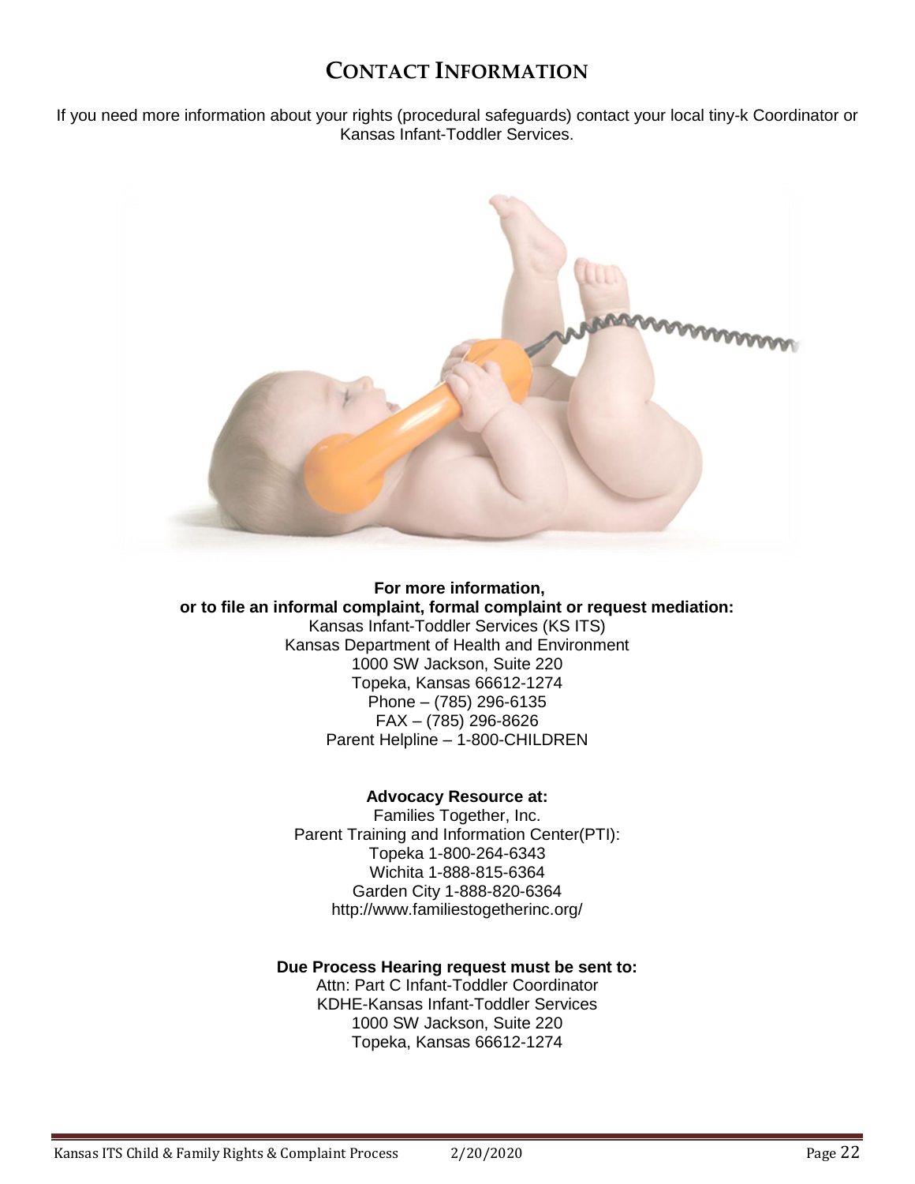# CONTACT INFORMATION

If you need more information about your rights (procedural safeguards) contact your local tiny-k Coordinator or Kansas Infant-Toddler Services.

**For more information,**
**or to file an informal complaint, formal complaint or request mediation:**
Kansas Infant-Toddler Services (KS ITS)
Kansas Department of Health and Environment
1000 SW Jackson, Suite 220
Topeka, Kansas 66612-1274
Phone – (785) 296-6135
FAX – (785) 296-8626
Parent Helpline – 1-800-CHILDREN

**Advocacy Resource at:**
Families Together, Inc.
Parent Training and Information Center(PTI):
Topeka 1-800-264-6343
Wichita 1-888-815-6364
Garden City 1-888-820-6364
http://www.familiestogetherinc.org/

**Due Process Hearing request must be sent to:**
Attn: Part C Infant-Toddler Coordinator
KDHE-Kansas Infant-Toddler Services
1000 SW Jackson, Suite 220
Topeka, Kansas 66612-1274